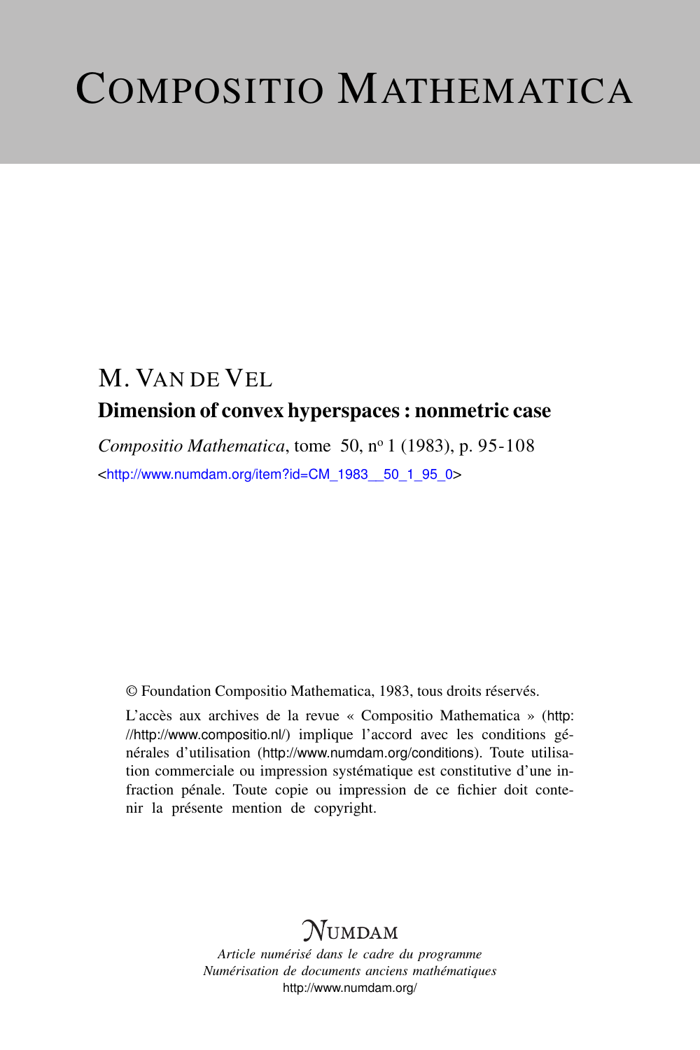# COMPOSITIO MATHEMATICA

## M. VAN DE VEL

### Dimension of convex hyperspaces : nonmetric case

*Compositio Mathematica*, tome 50, nº 1 (1983), p. 95-108

<http://www.numdam.org/item?id=CM_1983__50_1_95_0>

© Foundation Compositio Mathematica, 1983, tous droits réservés.

L'accès aux archives de la revue « Compositio Mathematica » (http://http://www.compositio.nl/) implique l'accord avec les conditions générales d'utilisation (http://www.numdam.org/conditions). Toute utilisation commerciale ou impression systématique est constitutive d'une infraction pénale. Toute copie ou impression de ce fichier doit contenir la présente mention de copyright.

NUMDAM

*Article numérisé dans le cadre du programme*
*Numérisation de documents anciens mathématiques*
http://www.numdam.org/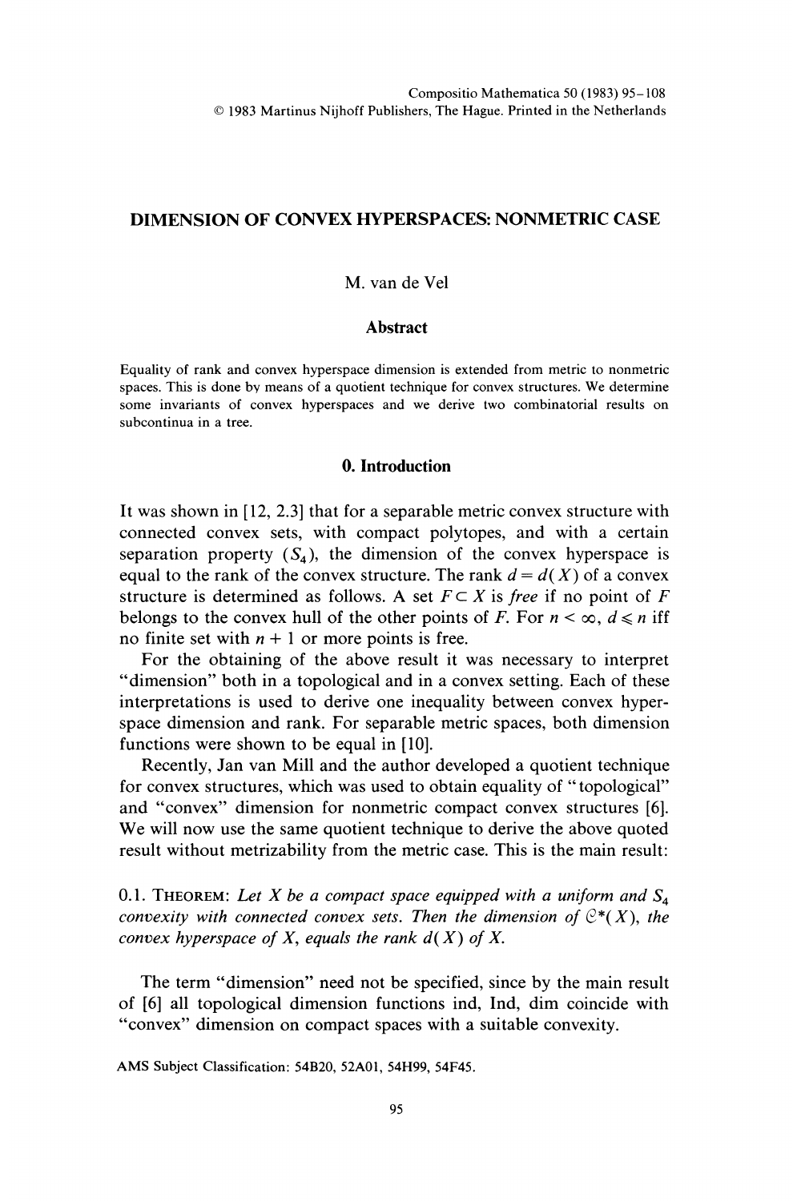Compositio Mathematica 50 (1983) 95–108
© 1983 Martinus Nijhoff Publishers, The Hague. Printed in the Netherlands

# DIMENSION OF CONVEX HYPERSPACES: NONMETRIC CASE

M. van de Vel

## Abstract

Equality of rank and convex hyperspace dimension is extended from metric to nonmetric spaces. This is done by means of a quotient technique for convex structures. We determine some invariants of convex hyperspaces and we derive two combinatorial results on subcontinua in a tree.

## 0. Introduction

It was shown in [12, 2.3] that for a separable metric convex structure with connected convex sets, with compact polytopes, and with a certain separation property ($S_4$), the dimension of the convex hyperspace is equal to the rank of the convex structure. The rank $d = d(X)$ of a convex structure is determined as follows. A set $F \subset X$ is *free* if no point of $F$ belongs to the convex hull of the other points of $F$. For $n < \infty$, $d \leqslant n$ iff no finite set with $n + 1$ or more points is free.

For the obtaining of the above result it was necessary to interpret "dimension" both in a topological and in a convex setting. Each of these interpretations is used to derive one inequality between convex hyperspace dimension and rank. For separable metric spaces, both dimension functions were shown to be equal in [10].

Recently, Jan van Mill and the author developed a quotient technique for convex structures, which was used to obtain equality of "topological" and "convex" dimension for nonmetric compact convex structures [6]. We will now use the same quotient technique to derive the above quoted result without metrizability from the metric case. This is the main result:

0.1. THEOREM: *Let $X$ be a compact space equipped with a uniform and $S_4$ convexity with connected convex sets. Then the dimension of $\mathcal{C}^*(X)$, the convex hyperspace of $X$, equals the rank $d(X)$ of $X$.*

The term "dimension" need not be specified, since by the main result of [6] all topological dimension functions ind, Ind, dim coincide with "convex" dimension on compact spaces with a suitable convexity.

AMS Subject Classification: 54B20, 52A01, 54H99, 54F45.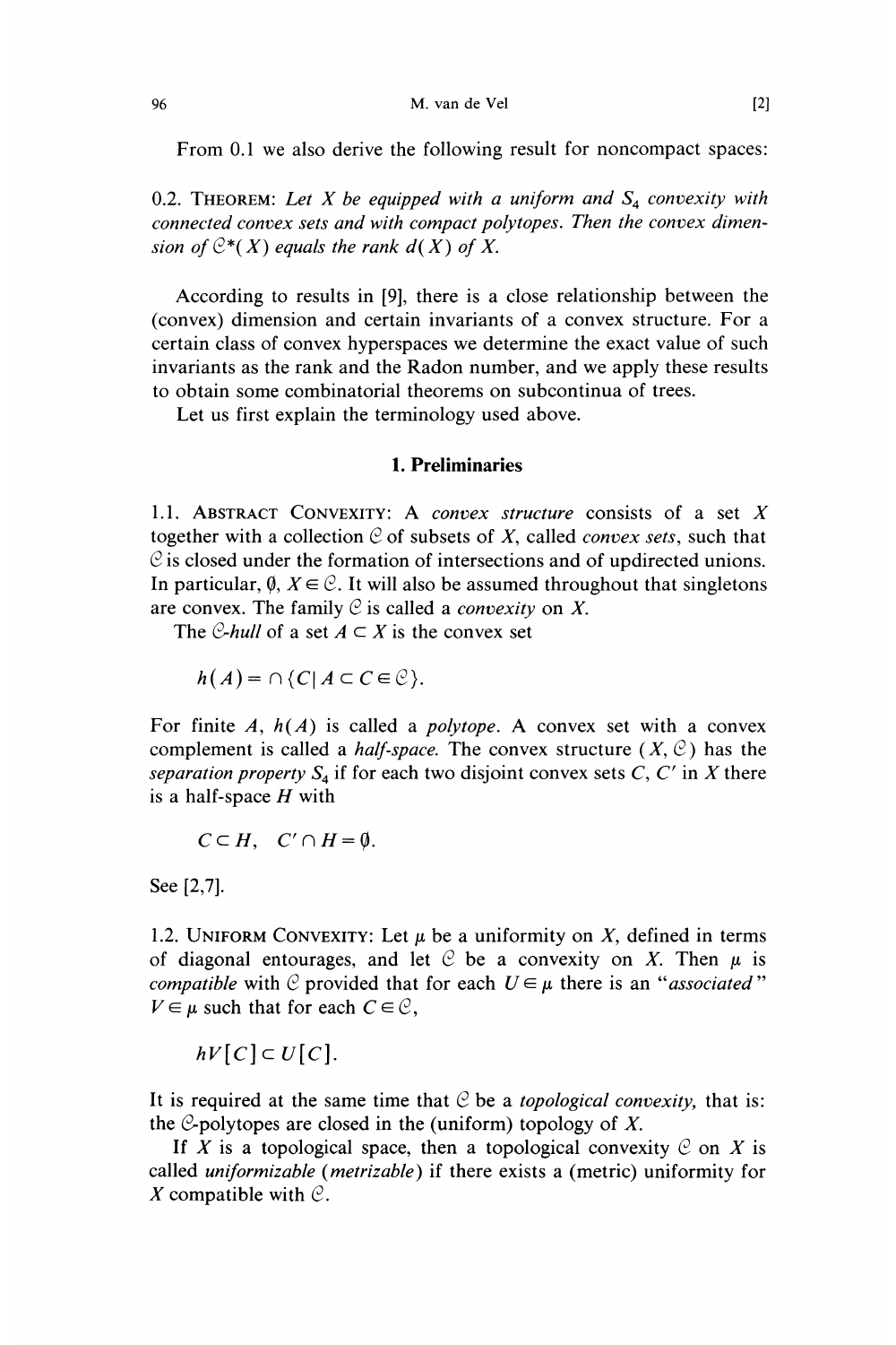From 0.1 we also derive the following result for noncompact spaces:

0.2. THEOREM: *Let $X$ be equipped with a uniform and $S_4$ convexity with connected convex sets and with compact polytopes. Then the convex dimension of $\mathcal{C}^*(X)$ equals the rank $d(X)$ of $X$.*

According to results in [9], there is a close relationship between the (convex) dimension and certain invariants of a convex structure. For a certain class of convex hyperspaces we determine the exact value of such invariants as the rank and the Radon number, and we apply these results to obtain some combinatorial theorems on subcontinua of trees.

Let us first explain the terminology used above.

## 1. Preliminaries

1.1. ABSTRACT CONVEXITY: A *convex structure* consists of a set $X$ together with a collection $\mathcal{C}$ of subsets of $X$, called *convex sets*, such that $\mathcal{C}$ is closed under the formation of intersections and of updirected unions. In particular, $\emptyset$, $X \in \mathcal{C}$. It will also be assumed throughout that singletons are convex. The family $\mathcal{C}$ is called a *convexity* on $X$.

The $\mathcal{C}$-*hull* of a set $A \subset X$ is the convex set

$$h(A) = \cap \{C \mid A \subset C \in \mathcal{C}\}.$$

For finite $A$, $h(A)$ is called a *polytope*. A convex set with a convex complement is called a *half-space*. The convex structure $(X, \mathcal{C})$ has the *separation property* $S_4$ if for each two disjoint convex sets $C$, $C'$ in $X$ there is a half-space $H$ with

$$C \subset H, \quad C' \cap H = \emptyset.$$

See [2,7].

1.2. UNIFORM CONVEXITY: Let $\mu$ be a uniformity on $X$, defined in terms of diagonal entourages, and let $\mathcal{C}$ be a convexity on $X$. Then $\mu$ is *compatible* with $\mathcal{C}$ provided that for each $U \in \mu$ there is an "*associated*" $V \in \mu$ such that for each $C \in \mathcal{C}$,

$$hV[C] \subset U[C].$$

It is required at the same time that $\mathcal{C}$ be a *topological convexity,* that is: the $\mathcal{C}$-polytopes are closed in the (uniform) topology of $X$.

If $X$ is a topological space, then a topological convexity $\mathcal{C}$ on $X$ is called *uniformizable* (*metrizable*) if there exists a (metric) uniformity for $X$ compatible with $\mathcal{C}$.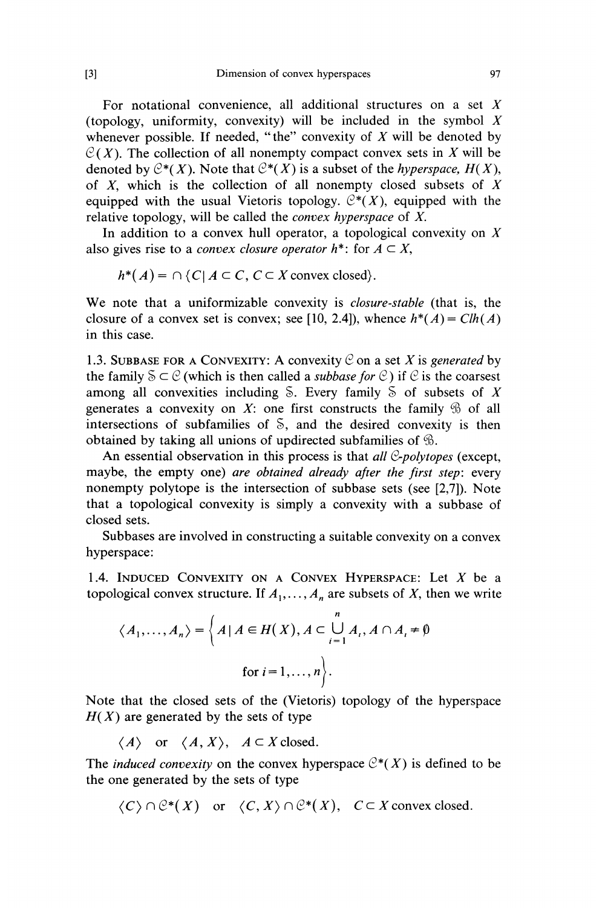For notational convenience, all additional structures on a set $X$ (topology, uniformity, convexity) will be included in the symbol $X$ whenever possible. If needed, "the" convexity of $X$ will be denoted by $\mathcal{C}(X)$. The collection of all nonempty compact convex sets in $X$ will be denoted by $\mathcal{C}^*(X)$. Note that $\mathcal{C}^*(X)$ is a subset of the *hyperspace*, $H(X)$, of $X$, which is the collection of all nonempty closed subsets of $X$ equipped with the usual Vietoris topology. $\mathcal{C}^*(X)$, equipped with the relative topology, will be called the *convex hyperspace* of $X$.

In addition to a convex hull operator, a topological convexity on $X$ also gives rise to a *convex closure operator* $h^*$: for $A \subset X$,

$$h^*(A) = \cap \{C \mid A \subset C,\ C \subset X \text{ convex closed}\}.$$

We note that a uniformizable convexity is *closure-stable* (that is, the closure of a convex set is convex; see [10, 2.4]), whence $h^*(A) = Clh(A)$ in this case.

1.3. Subbase for a Convexity: A convexity $\mathcal{C}$ on a set $X$ is *generated* by the family $\mathcal{S} \subset \mathcal{C}$ (which is then called a *subbase for* $\mathcal{C}$) if $\mathcal{C}$ is the coarsest among all convexities including $\mathcal{S}$. Every family $\mathcal{S}$ of subsets of $X$ generates a convexity on $X$: one first constructs the family $\mathcal{B}$ of all intersections of subfamilies of $\mathcal{S}$, and the desired convexity is then obtained by taking all unions of updirected subfamilies of $\mathcal{B}$.

An essential observation in this process is that *all $\mathcal{C}$-polytopes* (except, maybe, the empty one) *are obtained already after the first step*: every nonempty polytope is the intersection of subbase sets (see [2,7]). Note that a topological convexity is simply a convexity with a subbase of closed sets.

Subbases are involved in constructing a suitable convexity on a convex hyperspace:

1.4. Induced Convexity on a Convex Hyperspace: Let $X$ be a topological convex structure. If $A_1, \ldots, A_n$ are subsets of $X$, then we write

$$\langle A_1, \ldots, A_n \rangle = \left\{ A \mid A \in H(X),\ A \subset \bigcup_{i=1}^{n} A_i,\ A \cap A_i \neq \emptyset \text{ for } i = 1, \ldots, n \right\}.$$

Note that the closed sets of the (Vietoris) topology of the hyperspace $H(X)$ are generated by the sets of type

$$\langle A \rangle \quad \text{or} \quad \langle A, X \rangle, \quad A \subset X \text{ closed}.$$

The *induced convexity* on the convex hyperspace $\mathcal{C}^*(X)$ is defined to be the one generated by the sets of type

$$\langle C \rangle \cap \mathcal{C}^*(X) \quad \text{or} \quad \langle C, X \rangle \cap \mathcal{C}^*(X), \quad C \subset X \text{ convex closed}.$$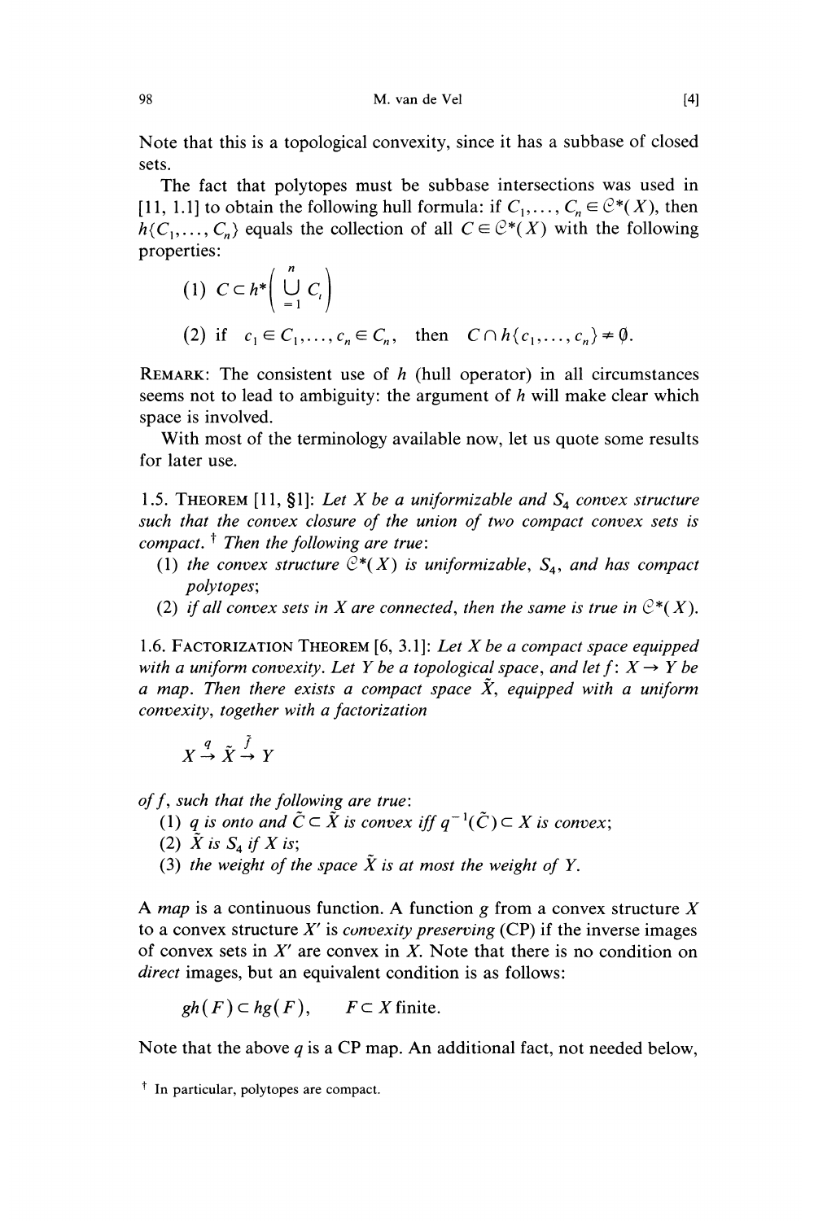Note that this is a topological convexity, since it has a subbase of closed sets.

The fact that polytopes must be subbase intersections was used in [11, 1.1] to obtain the following hull formula: if $C_1, \ldots, C_n \in \mathcal{C}^*(X)$, then $h\{C_1, \ldots, C_n\}$ equals the collection of all $C \in \mathcal{C}^*(X)$ with the following properties:

(1) $C \subset h^*\left( \bigcup_{i=1}^{n} C_i \right)$

(2) if $c_1 \in C_1, \ldots, c_n \in C_n$, then $C \cap h\{c_1, \ldots, c_n\} \neq \emptyset$.

REMARK: The consistent use of $h$ (hull operator) in all circumstances seems not to lead to ambiguity: the argument of $h$ will make clear which space is involved.

With most of the terminology available now, let us quote some results for later use.

1.5. THEOREM [11, §1]: *Let $X$ be a uniformizable and $S_4$ convex structure such that the convex closure of the union of two compact convex sets is compact.*† *Then the following are true*:

(1) *the convex structure $\mathcal{C}^*(X)$ is uniformizable, $S_4$, and has compact polytopes*;

(2) *if all convex sets in $X$ are connected, then the same is true in $\mathcal{C}^*(X)$.*

1.6. FACTORIZATION THEOREM [6, 3.1]: *Let $X$ be a compact space equipped with a uniform convexity. Let $Y$ be a topological space, and let $f: X \to Y$ be a map. Then there exists a compact space $\tilde{X}$, equipped with a uniform convexity, together with a factorization*

$$X \xrightarrow{q} \tilde{X} \xrightarrow{\tilde{f}} Y$$

*of $f$, such that the following are true*:

(1) *$q$ is onto and $\tilde{C} \subset \tilde{X}$ is convex iff $q^{-1}(\tilde{C}) \subset X$ is convex*;

(2) *$\tilde{X}$ is $S_4$ if $X$ is*;

(3) *the weight of the space $\tilde{X}$ is at most the weight of $Y$.*

A *map* is a continuous function. A function $g$ from a convex structure $X$ to a convex structure $X'$ is *convexity preserving* (CP) if the inverse images of convex sets in $X'$ are convex in $X$. Note that there is no condition on *direct* images, but an equivalent condition is as follows:

$$gh(F) \subset hg(F), \qquad F \subset X \text{ finite.}$$

Note that the above $q$ is a CP map. An additional fact, not needed below,

† In particular, polytopes are compact.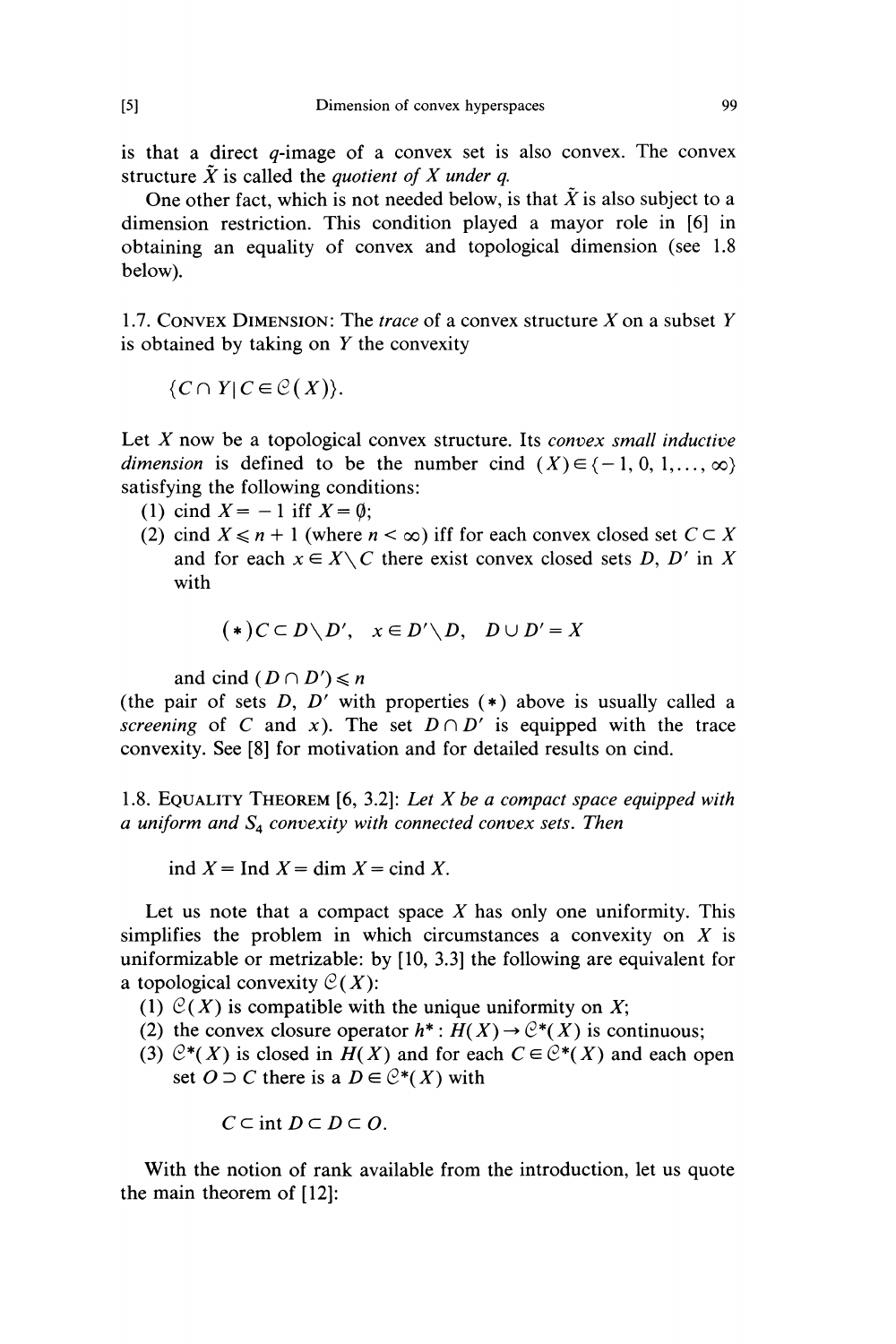is that a direct $q$-image of a convex set is also convex. The convex structure $\tilde{X}$ is called the *quotient of* $X$ *under* $q$.

One other fact, which is not needed below, is that $\tilde{X}$ is also subject to a dimension restriction. This condition played a mayor role in [6] in obtaining an equality of convex and topological dimension (see 1.8 below).

1.7. CONVEX DIMENSION: The *trace* of a convex structure $X$ on a subset $Y$ is obtained by taking on $Y$ the convexity

$$\{C \cap Y \mid C \in \mathcal{C}(X)\}.$$

Let $X$ now be a topological convex structure. Its *convex small inductive dimension* is defined to be the number cind $(X) \in \{-1, 0, 1, \ldots, \infty\}$ satisfying the following conditions:

(1) cind $X = -1$ iff $X = \emptyset$;

(2) cind $X \leqslant n + 1$ (where $n < \infty$) iff for each convex closed set $C \subset X$ and for each $x \in X \setminus C$ there exist convex closed sets $D$, $D'$ in $X$ with

$$(*) C \subset D \setminus D', \quad x \in D' \setminus D, \quad D \cup D' = X$$

and cind $(D \cap D') \leqslant n$

(the pair of sets $D$, $D'$ with properties $(*)$ above is usually called a *screening* of $C$ and $x$). The set $D \cap D'$ is equipped with the trace convexity. See [8] for motivation and for detailed results on cind.

1.8. EQUALITY THEOREM [6, 3.2]: *Let $X$ be a compact space equipped with a uniform and $S_4$ convexity with connected convex sets. Then*

$$\text{ind } X = \text{Ind } X = \dim X = \text{cind } X.$$

Let us note that a compact space $X$ has only one uniformity. This simplifies the problem in which circumstances a convexity on $X$ is uniformizable or metrizable: by [10, 3.3] the following are equivalent for a topological convexity $\mathcal{C}(X)$:

(1) $\mathcal{C}(X)$ is compatible with the unique uniformity on $X$;

(2) the convex closure operator $h^* : H(X) \to \mathcal{C}^*(X)$ is continuous;

(3) $\mathcal{C}^*(X)$ is closed in $H(X)$ and for each $C \in \mathcal{C}^*(X)$ and each open set $O \supset C$ there is a $D \in \mathcal{C}^*(X)$ with

$$C \subset \text{int } D \subset D \subset O.$$

With the notion of rank available from the introduction, let us quote the main theorem of [12]: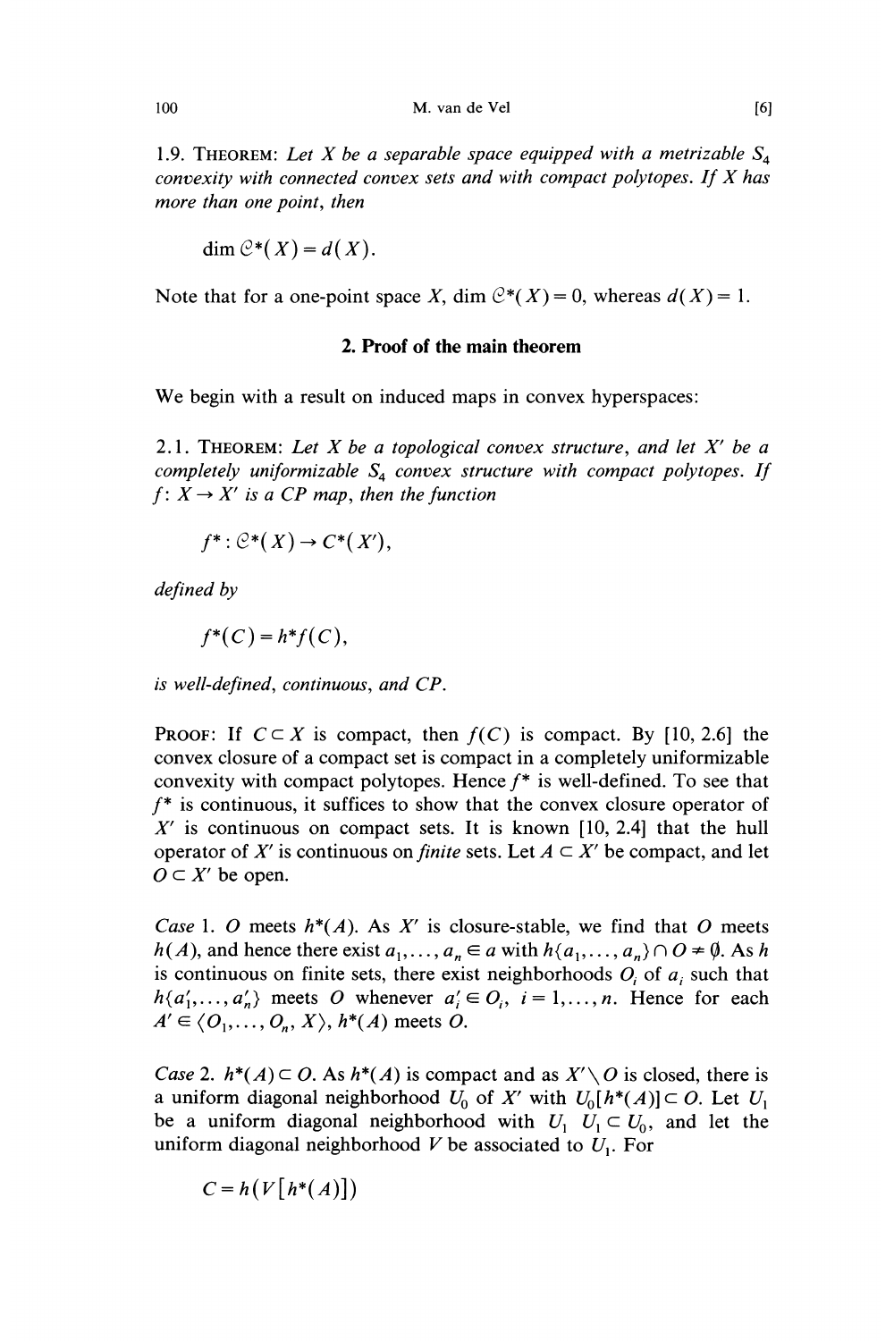1.9. THEOREM: *Let $X$ be a separable space equipped with a metrizable $S_4$ convexity with connected convex sets and with compact polytopes. If $X$ has more than one point, then*

$$\dim \mathcal{C}^*(X) = d(X).$$

Note that for a one-point space $X$, $\dim \mathcal{C}^*(X) = 0$, whereas $d(X) = 1$.

## 2. Proof of the main theorem

We begin with a result on induced maps in convex hyperspaces:

2.1. THEOREM: *Let $X$ be a topological convex structure, and let $X'$ be a completely uniformizable $S_4$ convex structure with compact polytopes. If $f: X \to X'$ is a CP map, then the function*

$$f^*: \mathcal{C}^*(X) \to C^*(X'),$$

*defined by*

$$f^*(C) = h^* f(C),$$

*is well-defined, continuous, and CP.*

PROOF: If $C \subset X$ is compact, then $f(C)$ is compact. By [10, 2.6] the convex closure of a compact set is compact in a completely uniformizable convexity with compact polytopes. Hence $f^*$ is well-defined. To see that $f^*$ is continuous, it suffices to show that the convex closure operator of $X'$ is continuous on compact sets. It is known [10, 2.4] that the hull operator of $X'$ is continuous on *finite* sets. Let $A \subset X'$ be compact, and let $O \subset X'$ be open.

*Case* 1. $O$ meets $h^*(A)$. As $X'$ is closure-stable, we find that $O$ meets $h(A)$, and hence there exist $a_1, \ldots, a_n \in a$ with $h\{a_1, \ldots, a_n\} \cap O \neq \emptyset$. As $h$ is continuous on finite sets, there exist neighborhoods $O_i$ of $a_i$ such that $h\{a'_1, \ldots, a'_n\}$ meets $O$ whenever $a'_i \in O_i$, $i = 1, \ldots, n$. Hence for each $A' \in \langle O_1, \ldots, O_n, X \rangle$, $h^*(A)$ meets $O$.

*Case* 2. $h^*(A) \subset O$. As $h^*(A)$ is compact and as $X' \setminus O$ is closed, there is a uniform diagonal neighborhood $U_0$ of $X'$ with $U_0[h^*(A)] \subset O$. Let $U_1$ be a uniform diagonal neighborhood with $U_1\ U_1 \subset U_0$, and let the uniform diagonal neighborhood $V$ be associated to $U_1$. For

$$C = h(V[h^*(A)])$$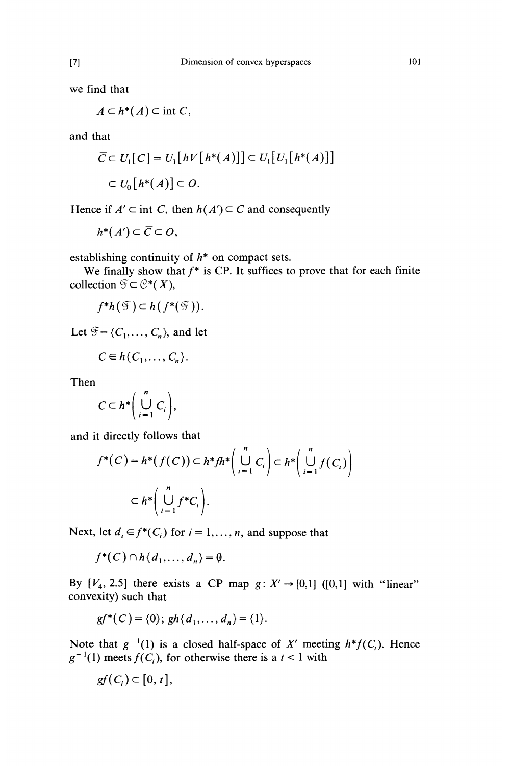we find that

$$A \subset h^*(A) \subset \operatorname{int} C,$$

and that

$$\bar{C} \subset U_1[C] = U_1[hV[h^*(A)]] \subset U_1[U_1[h^*(A)]]$$
$$\subset U_0[h^*(A)] \subset O.$$

Hence if $A' \subset \operatorname{int} C$, then $h(A') \subset C$ and consequently

$$h^*(A') \subset \bar{C} \subset O,$$

establishing continuity of $h^*$ on compact sets.

We finally show that $f^*$ is CP. It suffices to prove that for each finite collection $\mathcal{F} \subset \mathcal{C}^*(X)$,

$$f^*h(\mathcal{F}) \subset h(f^*(\mathcal{F})).$$

Let $\mathcal{F} = \{C_1, \dots, C_n\}$, and let

$$C \in h\{C_1, \dots, C_n\}.$$

Then

$$C \subset h^*\left(\bigcup_{i=1}^{n} C_i\right),$$

and it directly follows that

$$f^*(C) = h^*(f(C)) \subset h^*fh^*\left(\bigcup_{i=1}^{n} C_i\right) \subset h^*\left(\bigcup_{i=1}^{n} f(C_i)\right)$$
$$\subset h^*\left(\bigcup_{i=1}^{n} f^*C_i\right).$$

Next, let $d_i \in f^*(C_i)$ for $i = 1, \dots, n$, and suppose that

$$f^*(C) \cap h\{d_1, \dots, d_n\} = \emptyset.$$

By [$V_4$, 2.5] there exists a CP map $g\colon X' \to [0,1]$ ([0,1] with "linear" convexity) such that

$$gf^*(C) = \{0\};\; gh\{d_1, \dots, d_n\} = \{1\}.$$

Note that $g^{-1}(1)$ is a closed half-space of $X'$ meeting $h^*f(C_i)$. Hence $g^{-1}(1)$ meets $f(C_i)$, for otherwise there is a $t < 1$ with

$$gf(C_i) \subset [0, t],$$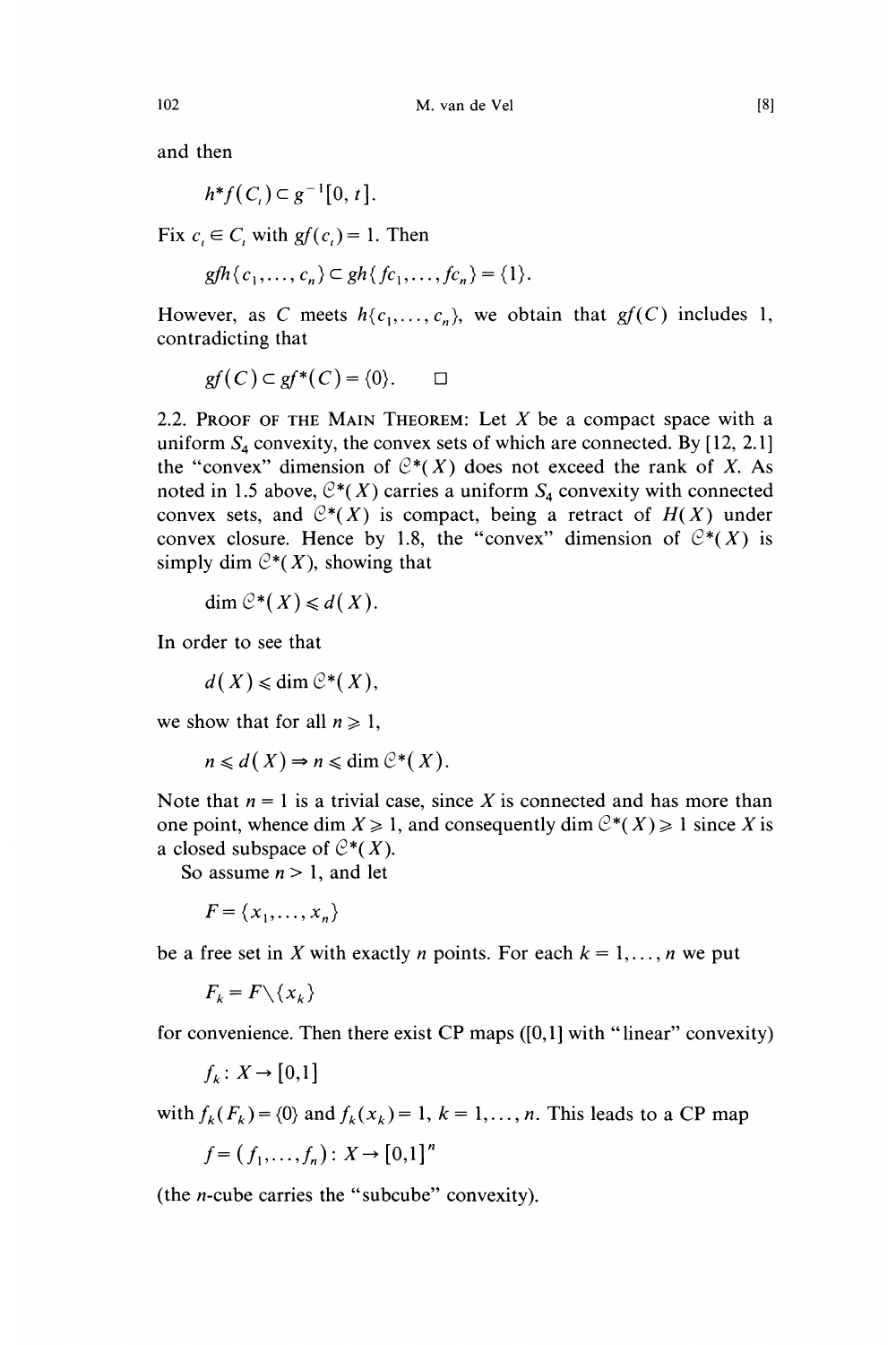and then

$$h^*f(C_t) \subset g^{-1}[0, t].$$

Fix $c_t \in C_t$ with $gf(c_t) = 1$. Then

$$gfh\{c_1, \ldots, c_n\} \subset gh\{fc_1, \ldots, fc_n\} = \{1\}.$$

However, as $C$ meets $h\{c_1, \ldots, c_n\}$, we obtain that $gf(C)$ includes 1, contradicting that

$$gf(C) \subset gf^*(C) = \{0\}. \qquad \square$$

2.2. PROOF OF THE MAIN THEOREM: Let $X$ be a compact space with a uniform $S_4$ convexity, the convex sets of which are connected. By [12, 2.1] the "convex" dimension of $\mathcal{C}^*(X)$ does not exceed the rank of $X$. As noted in 1.5 above, $\mathcal{C}^*(X)$ carries a uniform $S_4$ convexity with connected convex sets, and $\mathcal{C}^*(X)$ is compact, being a retract of $H(X)$ under convex closure. Hence by 1.8, the "convex" dimension of $\mathcal{C}^*(X)$ is simply $\dim \mathcal{C}^*(X)$, showing that

$$\dim \mathcal{C}^*(X) \leqslant d(X).$$

In order to see that

$$d(X) \leqslant \dim \mathcal{C}^*(X),$$

we show that for all $n \geqslant 1$,

$$n \leqslant d(X) \Rightarrow n \leqslant \dim \mathcal{C}^*(X).$$

Note that $n = 1$ is a trivial case, since $X$ is connected and has more than one point, whence $\dim X \geqslant 1$, and consequently $\dim \mathcal{C}^*(X) \geqslant 1$ since $X$ is a closed subspace of $\mathcal{C}^*(X)$.

So assume $n > 1$, and let

$$F = \{x_1, \ldots, x_n\}$$

be a free set in $X$ with exactly $n$ points. For each $k = 1, \ldots, n$ we put

$$F_k = F \setminus \{x_k\}$$

for convenience. Then there exist CP maps ([0,1] with "linear" convexity)

$$f_k : X \to [0,1]$$

with $f_k(F_k) = \{0\}$ and $f_k(x_k) = 1$, $k = 1, \ldots, n$. This leads to a CP map

$$f = (f_1, \ldots, f_n) : X \to [0,1]^n$$

(the $n$-cube carries the "subcube" convexity).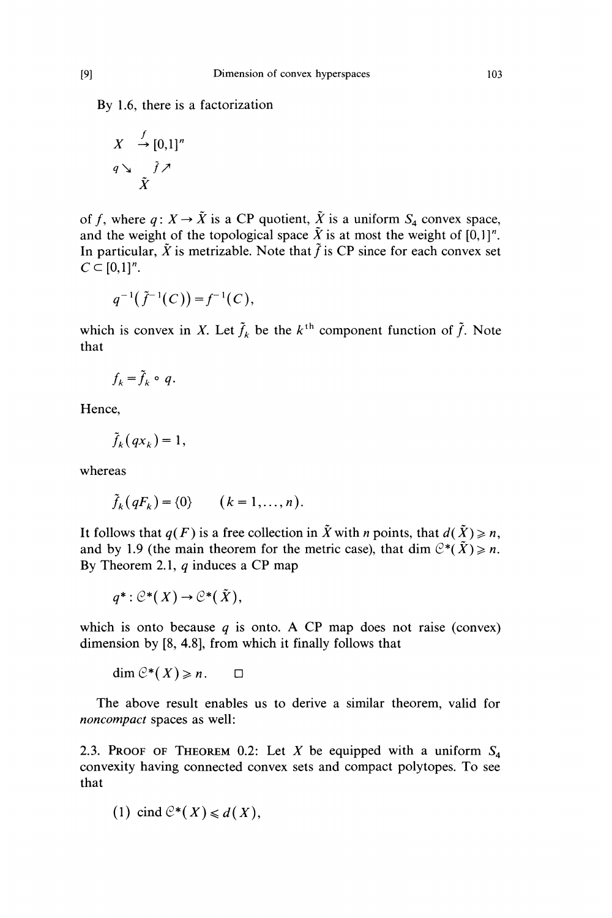By 1.6, there is a factorization

$$\begin{array}{ccc} X & \xrightarrow{f} & [0,1]^n \\ & q\searrow \quad \nearrow\tilde{f} & \\ & \tilde{X} & \end{array}$$

of $f$, where $q: X \to \tilde{X}$ is a CP quotient, $\tilde{X}$ is a uniform $S_4$ convex space, and the weight of the topological space $\tilde{X}$ is at most the weight of $[0,1]^n$. In particular, $\tilde{X}$ is metrizable. Note that $\tilde{f}$ is CP since for each convex set $C \subset [0,1]^n$.

$$q^{-1}(\tilde{f}^{-1}(C)) = f^{-1}(C),$$

which is convex in $X$. Let $\tilde{f}_k$ be the $k^{\text{th}}$ component function of $\tilde{f}$. Note that

$$f_k = \tilde{f}_k \circ q.$$

Hence,

$$\tilde{f}_k(qx_k) = 1,$$

whereas

$$\tilde{f}_k(qF_k) = \{0\} \qquad (k = 1, \ldots, n).$$

It follows that $q(F)$ is a free collection in $\tilde{X}$ with $n$ points, that $d(\tilde{X}) \geqslant n$, and by 1.9 (the main theorem for the metric case), that $\dim \mathcal{C}^*(\tilde{X}) \geqslant n$. By Theorem 2.1, $q$ induces a CP map

$$q^*: \mathcal{C}^*(X) \to \mathcal{C}^*(\tilde{X}),$$

which is onto because $q$ is onto. A CP map does not raise (convex) dimension by [8, 4.8], from which it finally follows that

$$\dim \mathcal{C}^*(X) \geqslant n. \qquad \square$$

The above result enables us to derive a similar theorem, valid for *noncompact* spaces as well:

2.3. Proof of Theorem 0.2: Let $X$ be equipped with a uniform $S_4$ convexity having connected convex sets and compact polytopes. To see that

$$(1) \ \operatorname{cind} \mathcal{C}^*(X) \leqslant d(X),$$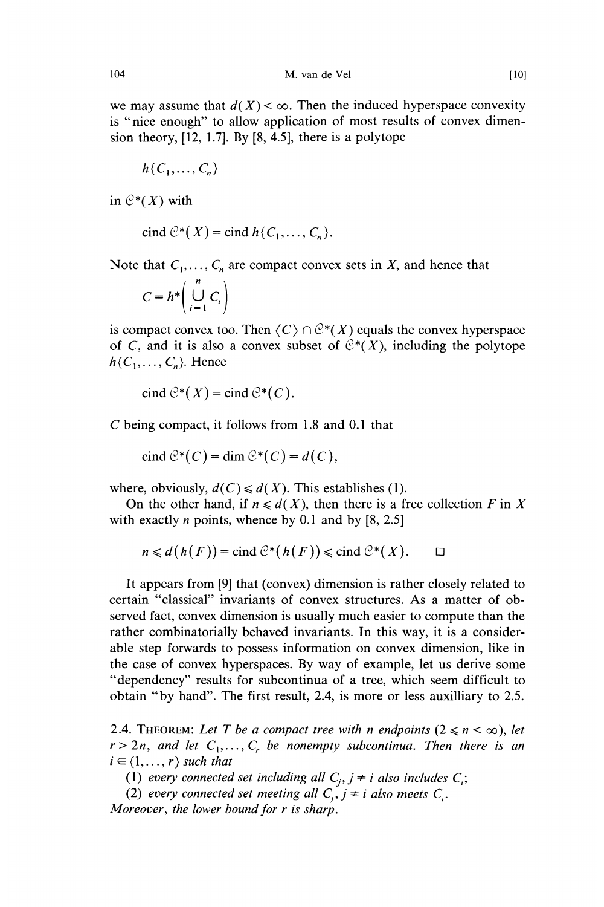we may assume that $d(X) < \infty$. Then the induced hyperspace convexity is "nice enough" to allow application of most results of convex dimension theory, [12, 1.7]. By [8, 4.5], there is a polytope

$$h\{C_1, \ldots, C_n\}$$

in $\mathcal{C}^*(X)$ with

$$\operatorname{cind} \mathcal{C}^*(X) = \operatorname{cind} h\{C_1, \ldots, C_n\}.$$

Note that $C_1, \ldots, C_n$ are compact convex sets in $X$, and hence that

$$C = h^*\left(\bigcup_{i=1}^{n} C_i\right)$$

is compact convex too. Then $\langle C \rangle \cap \mathcal{C}^*(X)$ equals the convex hyperspace of $C$, and it is also a convex subset of $\mathcal{C}^*(X)$, including the polytope $h\{C_1, \ldots, C_n\}$. Hence

$$\operatorname{cind} \mathcal{C}^*(X) = \operatorname{cind} \mathcal{C}^*(C).$$

$C$ being compact, it follows from 1.8 and 0.1 that

$$\operatorname{cind} \mathcal{C}^*(C) = \dim \mathcal{C}^*(C) = d(C),$$

where, obviously, $d(C) \leqslant d(X)$. This establishes (1).

On the other hand, if $n \leqslant d(X)$, then there is a free collection $F$ in $X$ with exactly $n$ points, whence by 0.1 and by [8, 2.5]

$$n \leqslant d(h(F)) = \operatorname{cind} \mathcal{C}^*(h(F)) \leqslant \operatorname{cind} \mathcal{C}^*(X). \qquad \square$$

It appears from [9] that (convex) dimension is rather closely related to certain "classical" invariants of convex structures. As a matter of observed fact, convex dimension is usually much easier to compute than the rather combinatorially behaved invariants. In this way, it is a considerable step forwards to possess information on convex dimension, like in the case of convex hyperspaces. By way of example, let us derive some "dependency" results for subcontinua of a tree, which seem difficult to obtain "by hand". The first result, 2.4, is more or less auxilliary to 2.5.

2.4. THEOREM: *Let $T$ be a compact tree with $n$ endpoints ($2 \leqslant n < \infty$), let $r > 2n$, and let $C_1, \ldots, C_r$ be nonempty subcontinua. Then there is an $i \in \{1, \ldots, r\}$ such that*

(1) *every connected set including all $C_j$, $j \neq i$ also includes $C_i$;*

(2) *every connected set meeting all $C_j$, $j \neq i$ also meets $C_i$.*

*Moreover, the lower bound for $r$ is sharp.*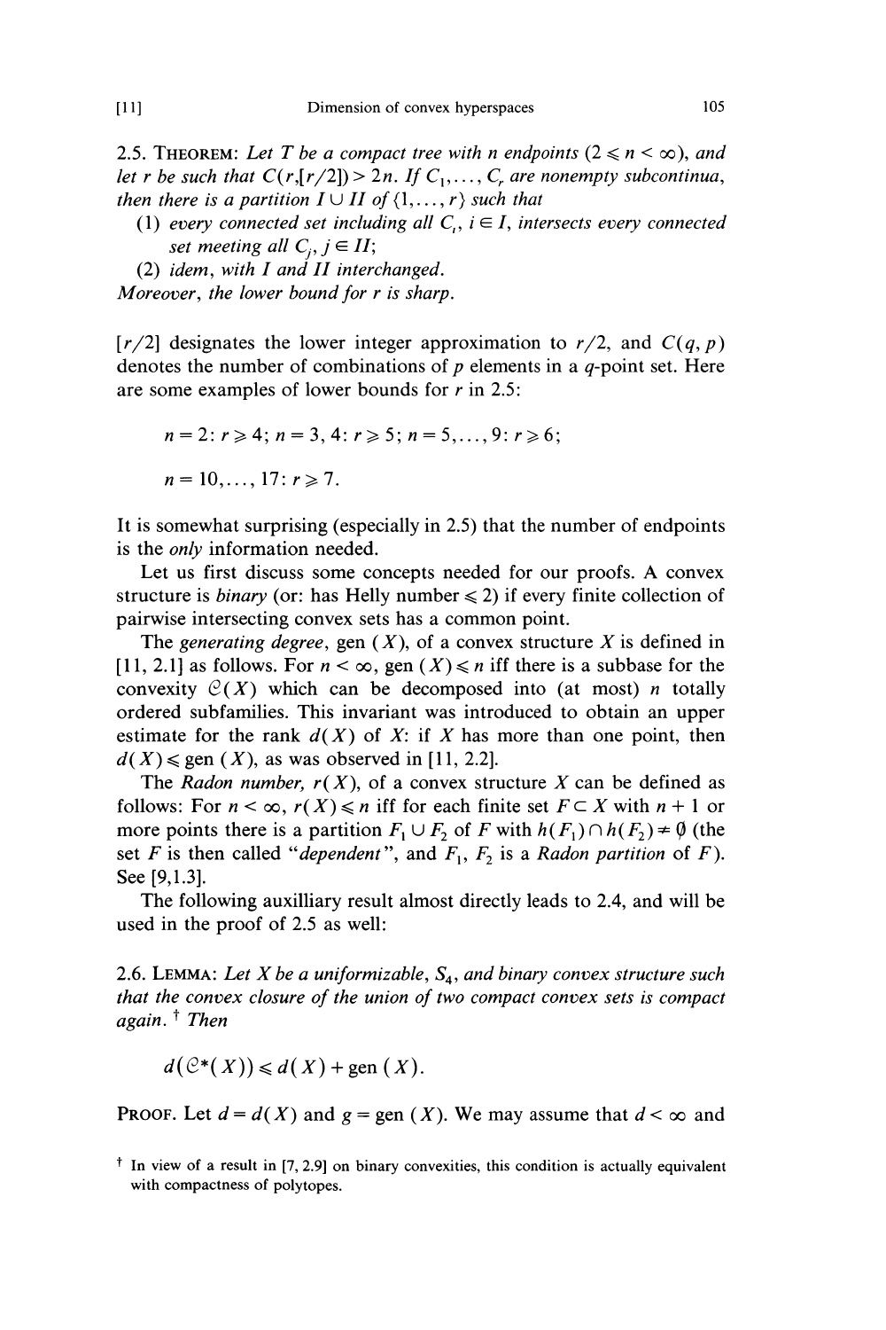**2.5. Theorem:** *Let $T$ be a compact tree with $n$ endpoints ($2 \leqslant n < \infty$), and let $r$ be such that $C(r,[r/2]) > 2n$. If $C_1, \ldots, C_r$ are nonempty subcontinua, then there is a partition $I \cup II$ of $\{1, \ldots, r\}$ such that*

(1) *every connected set including all $C_i$, $i \in I$, intersects every connected set meeting all $C_j$, $j \in II$;*

(2) *idem, with $I$ and $II$ interchanged.*

*Moreover, the lower bound for $r$ is sharp.*

$[r/2]$ designates the lower integer approximation to $r/2$, and $C(q, p)$ denotes the number of combinations of $p$ elements in a $q$-point set. Here are some examples of lower bounds for $r$ in 2.5:

$$n = 2: r \geqslant 4; \; n = 3, 4: r \geqslant 5; \; n = 5, \ldots, 9: r \geqslant 6;$$

$$n = 10, \ldots, 17: r \geqslant 7.$$

It is somewhat surprising (especially in 2.5) that the number of endpoints is the *only* information needed.

Let us first discuss some concepts needed for our proofs. A convex structure is *binary* (or: has Helly number $\leqslant 2$) if every finite collection of pairwise intersecting convex sets has a common point.

The *generating degree*, gen $(X)$, of a convex structure $X$ is defined in [11, 2.1] as follows. For $n < \infty$, gen $(X) \leqslant n$ iff there is a subbase for the convexity $\mathcal{C}(X)$ which can be decomposed into (at most) $n$ totally ordered subfamilies. This invariant was introduced to obtain an upper estimate for the rank $d(X)$ of $X$: if $X$ has more than one point, then $d(X) \leqslant$ gen $(X)$, as was observed in [11, 2.2].

The *Radon number, $r(X)$*, of a convex structure $X$ can be defined as follows: For $n < \infty$, $r(X) \leqslant n$ iff for each finite set $F \subset X$ with $n + 1$ or more points there is a partition $F_1 \cup F_2$ of $F$ with $h(F_1) \cap h(F_2) \neq \emptyset$ (the set $F$ is then called "*dependent*", and $F_1$, $F_2$ is a *Radon partition* of $F$). See [9,1.3].

The following auxilliary result almost directly leads to 2.4, and will be used in the proof of 2.5 as well:

**2.6. Lemma:** *Let $X$ be a uniformizable, $S_4$, and binary convex structure such that the convex closure of the union of two compact convex sets is compact again.*[†] *Then*

$$d(\mathcal{C}^*(X)) \leqslant d(X) + \text{gen}\,(X).$$

**Proof.** Let $d = d(X)$ and $g = \text{gen}\,(X)$. We may assume that $d < \infty$ and

[†] In view of a result in [7, 2.9] on binary convexities, this condition is actually equivalent with compactness of polytopes.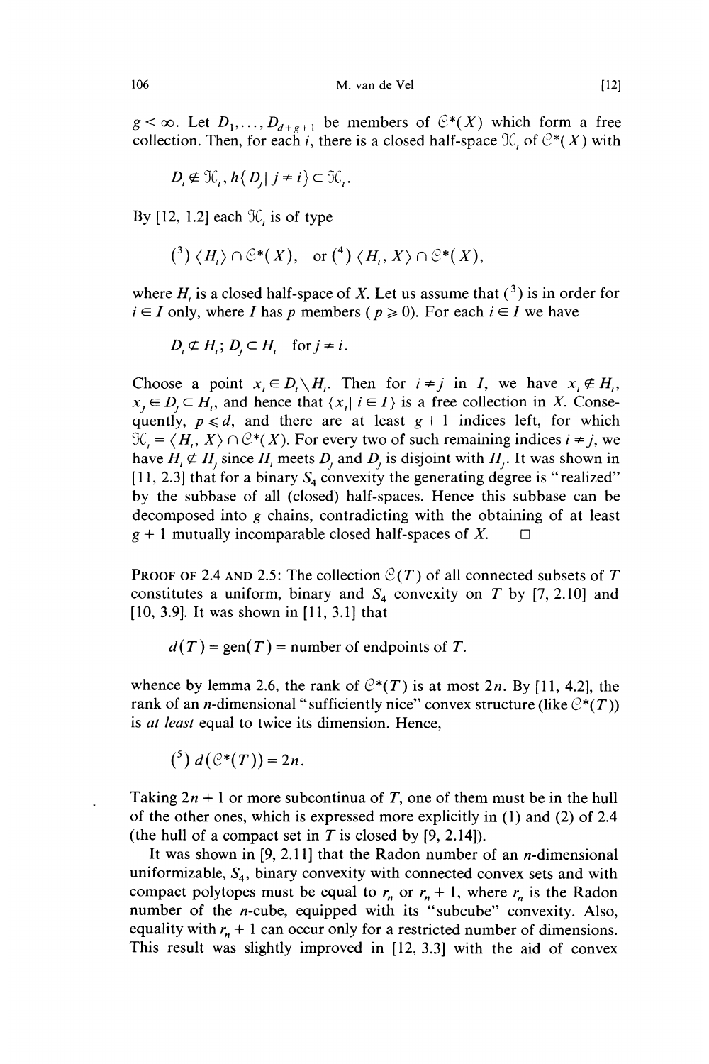$g < \infty$. Let $D_1, \ldots, D_{d+g+1}$ be members of $\mathcal{C}^*(X)$ which form a free collection. Then, for each $i$, there is a closed half-space $\mathcal{H}_i$ of $\mathcal{C}^*(X)$ with

$$D_i \notin \mathcal{H}_i, h\{D_j | j \neq i\} \subset \mathcal{H}_i.$$

By [12, 1.2] each $\mathcal{H}_i$ is of type

$$(^3)\ \langle H_i \rangle \cap \mathcal{C}^*(X), \quad \text{or } (^4)\ \langle H_i, X \rangle \cap \mathcal{C}^*(X),$$

where $H_i$ is a closed half-space of $X$. Let us assume that $(^3)$ is in order for $i \in I$ only, where $I$ has $p$ members ($p \geqslant 0$). For each $i \in I$ we have

$$D_i \not\subset H_i;\ D_j \subset H_i \quad \text{for } j \neq i.$$

Choose a point $x_i \in D_i \setminus H_i$. Then for $i \neq j$ in $I$, we have $x_i \notin H_i$, $x_j \in D_j \subset H_i$, and hence that $\{x_i | i \in I\}$ is a free collection in $X$. Consequently, $p \leqslant d$, and there are at least $g+1$ indices left, for which $\mathcal{H}_i = \langle H_i, X \rangle \cap \mathcal{C}^*(X)$. For every two of such remaining indices $i \neq j$, we have $H_i \not\subset H_j$ since $H_i$ meets $D_j$ and $D_j$ is disjoint with $H_j$. It was shown in [11, 2.3] that for a binary $S_4$ convexity the generating degree is "realized" by the subbase of all (closed) half-spaces. Hence this subbase can be decomposed into $g$ chains, contradicting with the obtaining of at least $g+1$ mutually incomparable closed half-spaces of $X$. □

PROOF OF 2.4 AND 2.5: The collection $\mathcal{C}(T)$ of all connected subsets of $T$ constitutes a uniform, binary and $S_4$ convexity on $T$ by [7, 2.10] and [10, 3.9]. It was shown in [11, 3.1] that

$$d(T) = \text{gen}(T) = \text{number of endpoints of } T.$$

whence by lemma 2.6, the rank of $\mathcal{C}^*(T)$ is at most $2n$. By [11, 4.2], the rank of an $n$-dimensional "sufficiently nice" convex structure (like $\mathcal{C}^*(T)$) is *at least* equal to twice its dimension. Hence,

$$(^5)\ d(\mathcal{C}^*(T)) = 2n.$$

Taking $2n+1$ or more subcontinua of $T$, one of them must be in the hull of the other ones, which is expressed more explicitly in (1) and (2) of 2.4 (the hull of a compact set in $T$ is closed by [9, 2.14]).

It was shown in [9, 2.11] that the Radon number of an $n$-dimensional uniformizable, $S_4$, binary convexity with connected convex sets and with compact polytopes must be equal to $r_n$ or $r_n + 1$, where $r_n$ is the Radon number of the $n$-cube, equipped with its "subcube" convexity. Also, equality with $r_n + 1$ can occur only for a restricted number of dimensions. This result was slightly improved in [12, 3.3] with the aid of convex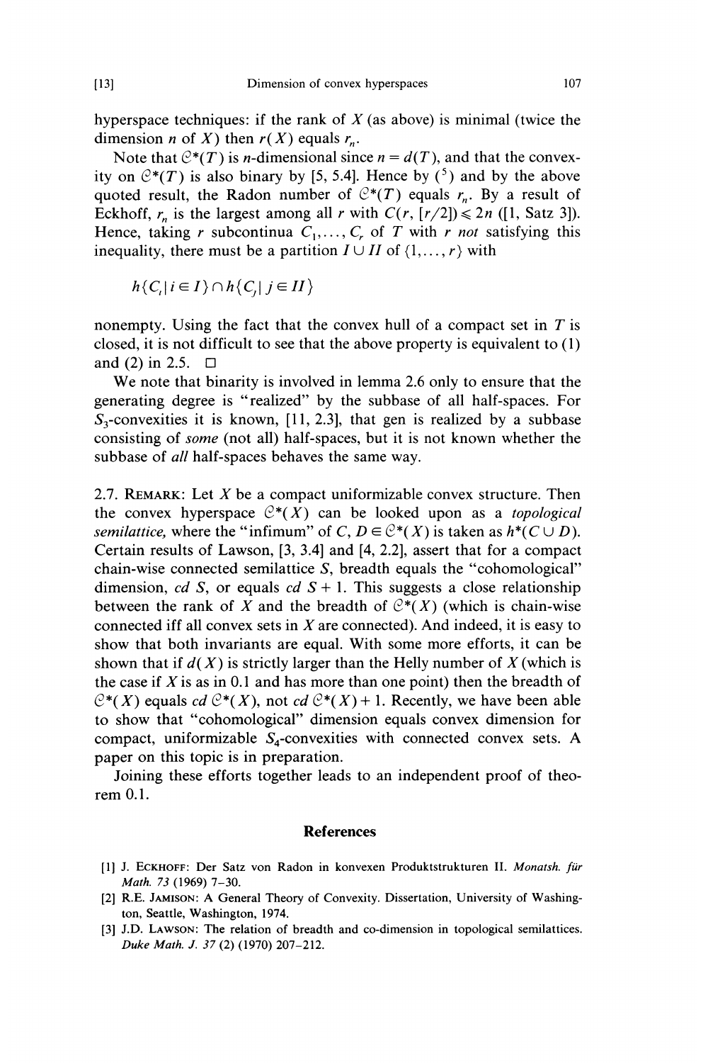hyperspace techniques: if the rank of $X$ (as above) is minimal (twice the dimension $n$ of $X$) then $r(X)$ equals $r_n$.

Note that $\mathcal{C}^*(T)$ is $n$-dimensional since $n = d(T)$, and that the convexity on $\mathcal{C}^*(T)$ is also binary by [5, 5.4]. Hence by ([5]) and by the above quoted result, the Radon number of $\mathcal{C}^*(T)$ equals $r_n$. By a result of Eckhoff, $r_n$ is the largest among all $r$ with $C(r, [r/2]) \leqslant 2n$ ([1, Satz 3]). Hence, taking $r$ subcontinua $C_1, \dots, C_r$ of $T$ with $r$ *not* satisfying this inequality, there must be a partition $I \cup II$ of $\{1, \dots, r\}$ with

$$h\{C_i \mid i \in I\} \cap h\{C_j \mid j \in II\}$$

nonempty. Using the fact that the convex hull of a compact set in $T$ is closed, it is not difficult to see that the above property is equivalent to (1) and (2) in 2.5. □

We note that binarity is involved in lemma 2.6 only to ensure that the generating degree is "realized" by the subbase of all half-spaces. For $S_3$-convexities it is known, [11, 2.3], that gen is realized by a subbase consisting of *some* (not all) half-spaces, but it is not known whether the subbase of *all* half-spaces behaves the same way.

2.7. REMARK: Let $X$ be a compact uniformizable convex structure. Then the convex hyperspace $\mathcal{C}^*(X)$ can be looked upon as a *topological semilattice*, where the "infimum" of $C, D \in \mathcal{C}^*(X)$ is taken as $h^*(C \cup D)$. Certain results of Lawson, [3, 3.4] and [4, 2.2], assert that for a compact chain-wise connected semilattice $S$, breadth equals the "cohomological" dimension, $cd\ S$, or equals $cd\ S + 1$. This suggests a close relationship between the rank of $X$ and the breadth of $\mathcal{C}^*(X)$ (which is chain-wise connected iff all convex sets in $X$ are connected). And indeed, it is easy to show that both invariants are equal. With some more efforts, it can be shown that if $d(X)$ is strictly larger than the Helly number of $X$ (which is the case if $X$ is as in 0.1 and has more than one point) then the breadth of $\mathcal{C}^*(X)$ equals $cd\ \mathcal{C}^*(X)$, not $cd\ \mathcal{C}^*(X) + 1$. Recently, we have been able to show that "cohomological" dimension equals convex dimension for compact, uniformizable $S_4$-convexities with connected convex sets. A paper on this topic is in preparation.

Joining these efforts together leads to an independent proof of theorem 0.1.

## References

[1] J. ECKHOFF: Der Satz von Radon in konvexen Produktstrukturen II. *Monatsh. für Math. 73* (1969) 7–30.

[2] R.E. JAMISON: A General Theory of Convexity. Dissertation, University of Washington, Seattle, Washington, 1974.

[3] J.D. LAWSON: The relation of breadth and co-dimension in topological semilattices. *Duke Math. J. 37* (2) (1970) 207–212.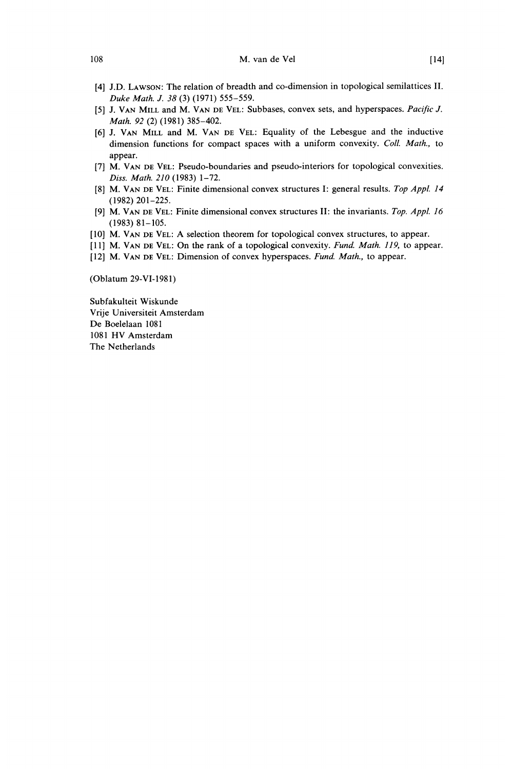[4] J.D. LAWSON: The relation of breadth and co-dimension in topological semilattices II. *Duke Math. J. 38* (3) (1971) 555–559.

[5] J. VAN MILL and M. VAN DE VEL: Subbases, convex sets, and hyperspaces. *Pacific J. Math. 92* (2) (1981) 385–402.

[6] J. VAN MILL and M. VAN DE VEL: Equality of the Lebesgue and the inductive dimension functions for compact spaces with a uniform convexity. *Coll. Math.*, to appear.

[7] M. VAN DE VEL: Pseudo-boundaries and pseudo-interiors for topological convexities. *Diss. Math. 210* (1983) 1–72.

[8] M. VAN DE VEL: Finite dimensional convex structures I: general results. *Top Appl. 14* (1982) 201–225.

[9] M. VAN DE VEL: Finite dimensional convex structures II: the invariants. *Top. Appl. 16* (1983) 81–105.

[10] M. VAN DE VEL: A selection theorem for topological convex structures, to appear.

[11] M. VAN DE VEL: On the rank of a topological convexity. *Fund. Math. 119,* to appear.

[12] M. VAN DE VEL: Dimension of convex hyperspaces. *Fund. Math.,* to appear.

(Oblatum 29-VI-1981)

Subfakulteit Wiskunde
Vrije Universiteit Amsterdam
De Boelelaan 1081
1081 HV Amsterdam
The Netherlands